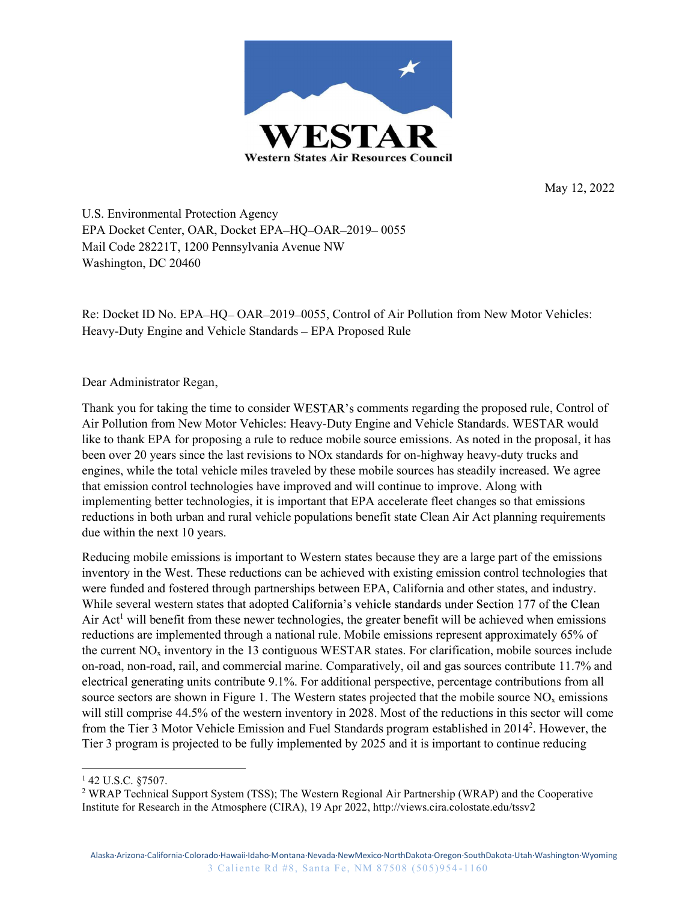# WESTAR

Western States Air Resources Council

May 12, 2022

U.S. Environmental Protection Agency
EPA Docket Center, OAR, Docket EPA–HQ–OAR–2019– 0055
Mail Code 28221T, 1200 Pennsylvania Avenue NW
Washington, DC 20460

Re: Docket ID No. EPA–HQ– OAR–2019–0055, Control of Air Pollution from New Motor Vehicles: Heavy-Duty Engine and Vehicle Standards – EPA Proposed Rule

Dear Administrator Regan,

Thank you for taking the time to consider WESTAR's comments regarding the proposed rule, Control of Air Pollution from New Motor Vehicles: Heavy-Duty Engine and Vehicle Standards. WESTAR would like to thank EPA for proposing a rule to reduce mobile source emissions. As noted in the proposal, it has been over 20 years since the last revisions to NOx standards for on-highway heavy-duty trucks and engines, while the total vehicle miles traveled by these mobile sources has steadily increased. We agree that emission control technologies have improved and will continue to improve. Along with implementing better technologies, it is important that EPA accelerate fleet changes so that emissions reductions in both urban and rural vehicle populations benefit state Clean Air Act planning requirements due within the next 10 years.

Reducing mobile emissions is important to Western states because they are a large part of the emissions inventory in the West. These reductions can be achieved with existing emission control technologies that were funded and fostered through partnerships between EPA, California and other states, and industry. While several western states that adopted California's vehicle standards under Section 177 of the Clean Air Act[1] will benefit from these newer technologies, the greater benefit will be achieved when emissions reductions are implemented through a national rule. Mobile emissions represent approximately 65% of the current $NO_x$ inventory in the 13 contiguous WESTAR states. For clarification, mobile sources include on-road, non-road, rail, and commercial marine. Comparatively, oil and gas sources contribute 11.7% and electrical generating units contribute 9.1%. For additional perspective, percentage contributions from all source sectors are shown in Figure 1. The Western states projected that the mobile source $NO_x$ emissions will still comprise 44.5% of the western inventory in 2028. Most of the reductions in this sector will come from the Tier 3 Motor Vehicle Emission and Fuel Standards program established in 2014[2]. However, the Tier 3 program is projected to be fully implemented by 2025 and it is important to continue reducing

[1] 42 U.S.C. §7507.

[2] WRAP Technical Support System (TSS); The Western Regional Air Partnership (WRAP) and the Cooperative Institute for Research in the Atmosphere (CIRA), 19 Apr 2022, http://views.cira.colostate.edu/tssv2

Alaska·Arizona·California·Colorado·Hawaii·Idaho·Montana·Nevada·NewMexico·NorthDakota·Oregon·SouthDakota·Utah·Washington·Wyoming
3 Caliente Rd #8, Santa Fe, NM 87508 (505)954-1160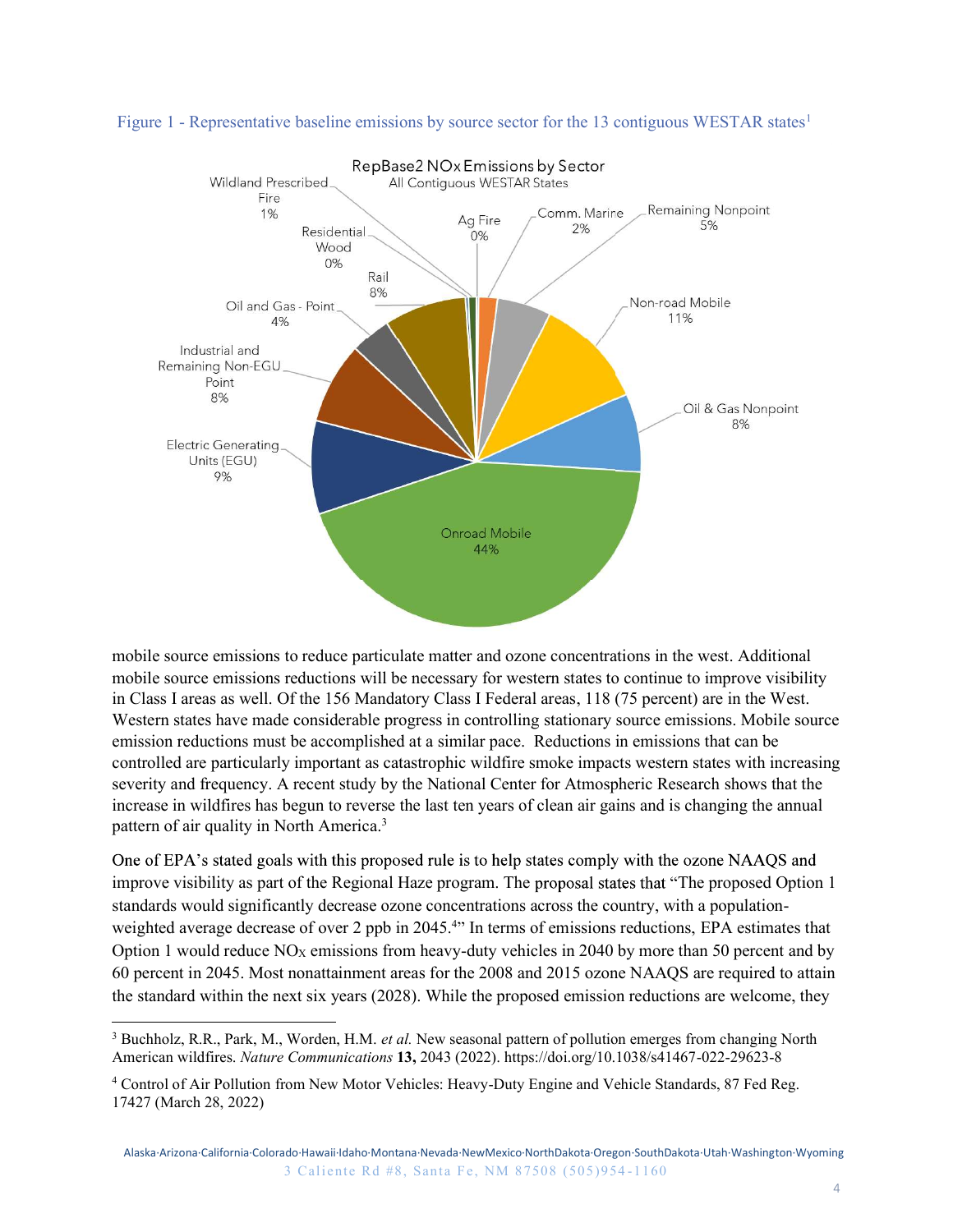Figure 1 - Representative baseline emissions by source sector for the 13 contiguous WESTAR states[1]

| Sector | Share |
| --- | --- |
| Onroad Mobile | 44% |
| Non-road Mobile | 11% |
| Electric Generating Units (EGU) | 9% |
| Rail | 8% |
| Industrial and Remaining Non-EGU Point | 8% |
| Oil & Gas Nonpoint | 8% |
| Remaining Nonpoint | 5% |
| Oil and Gas - Point | 4% |
| Comm. Marine | 2% |
| Wildland Prescribed Fire | 1% |
| Ag Fire | 0% |
| Residential Wood | 0% |

RepBase2 NOx Emissions by Sector, All Contiguous WESTAR States

mobile source emissions to reduce particulate matter and ozone concentrations in the west. Additional mobile source emissions reductions will be necessary for western states to continue to improve visibility in Class I areas as well. Of the 156 Mandatory Class I Federal areas, 118 (75 percent) are in the West. Western states have made considerable progress in controlling stationary source emissions. Mobile source emission reductions must be accomplished at a similar pace. Reductions in emissions that can be controlled are particularly important as catastrophic wildfire smoke impacts western states with increasing severity and frequency. A recent study by the National Center for Atmospheric Research shows that the increase in wildfires has begun to reverse the last ten years of clean air gains and is changing the annual pattern of air quality in North America.[3]

One of EPA's stated goals with this proposed rule is to help states comply with the ozone NAAQS and improve visibility as part of the Regional Haze program. The proposal states that "The proposed Option 1 standards would significantly decrease ozone concentrations across the country, with a population-weighted average decrease of over 2 ppb in 2045.[4]" In terms of emissions reductions, EPA estimates that Option 1 would reduce $NO_X$ emissions from heavy-duty vehicles in 2040 by more than 50 percent and by 60 percent in 2045. Most nonattainment areas for the 2008 and 2015 ozone NAAQS are required to attain the standard within the next six years (2028). While the proposed emission reductions are welcome, they

[3] Buchholz, R.R., Park, M., Worden, H.M. *et al.* New seasonal pattern of pollution emerges from changing North American wildfires. *Nature Communications* **13,** 2043 (2022). https://doi.org/10.1038/s41467-022-29623-8

[4] Control of Air Pollution from New Motor Vehicles: Heavy-Duty Engine and Vehicle Standards, 87 Fed Reg. 17427 (March 28, 2022)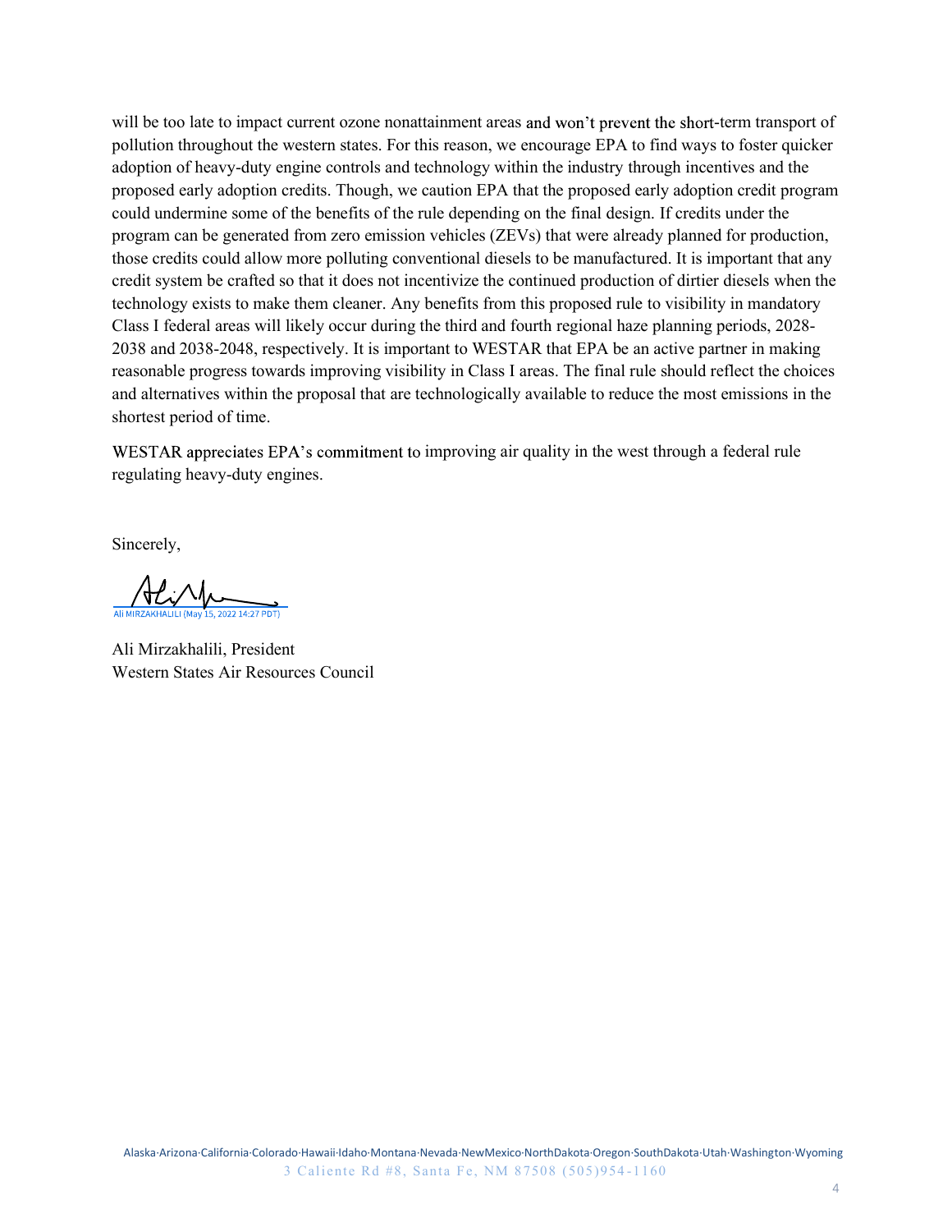will be too late to impact current ozone nonattainment areas and won't prevent the short-term transport of pollution throughout the western states. For this reason, we encourage EPA to find ways to foster quicker adoption of heavy-duty engine controls and technology within the industry through incentives and the proposed early adoption credits. Though, we caution EPA that the proposed early adoption credit program could undermine some of the benefits of the rule depending on the final design. If credits under the program can be generated from zero emission vehicles (ZEVs) that were already planned for production, those credits could allow more polluting conventional diesels to be manufactured. It is important that any credit system be crafted so that it does not incentivize the continued production of dirtier diesels when the technology exists to make them cleaner. Any benefits from this proposed rule to visibility in mandatory Class I federal areas will likely occur during the third and fourth regional haze planning periods, 2028-2038 and 2038-2048, respectively. It is important to WESTAR that EPA be an active partner in making reasonable progress towards improving visibility in Class I areas. The final rule should reflect the choices and alternatives within the proposal that are technologically available to reduce the most emissions in the shortest period of time.

WESTAR appreciates EPA's commitment to improving air quality in the west through a federal rule regulating heavy-duty engines.

Sincerely,

Ali MIRZAKHALILI (May 15, 2022 14:27 PDT)

Ali Mirzakhalili, President
Western States Air Resources Council

Alaska·Arizona·California·Colorado·Hawaii·Idaho·Montana·Nevada·NewMexico·NorthDakota·Oregon·SouthDakota·Utah·Washington·Wyoming
3 Caliente Rd #8, Santa Fe, NM 87508 (505)954-1160